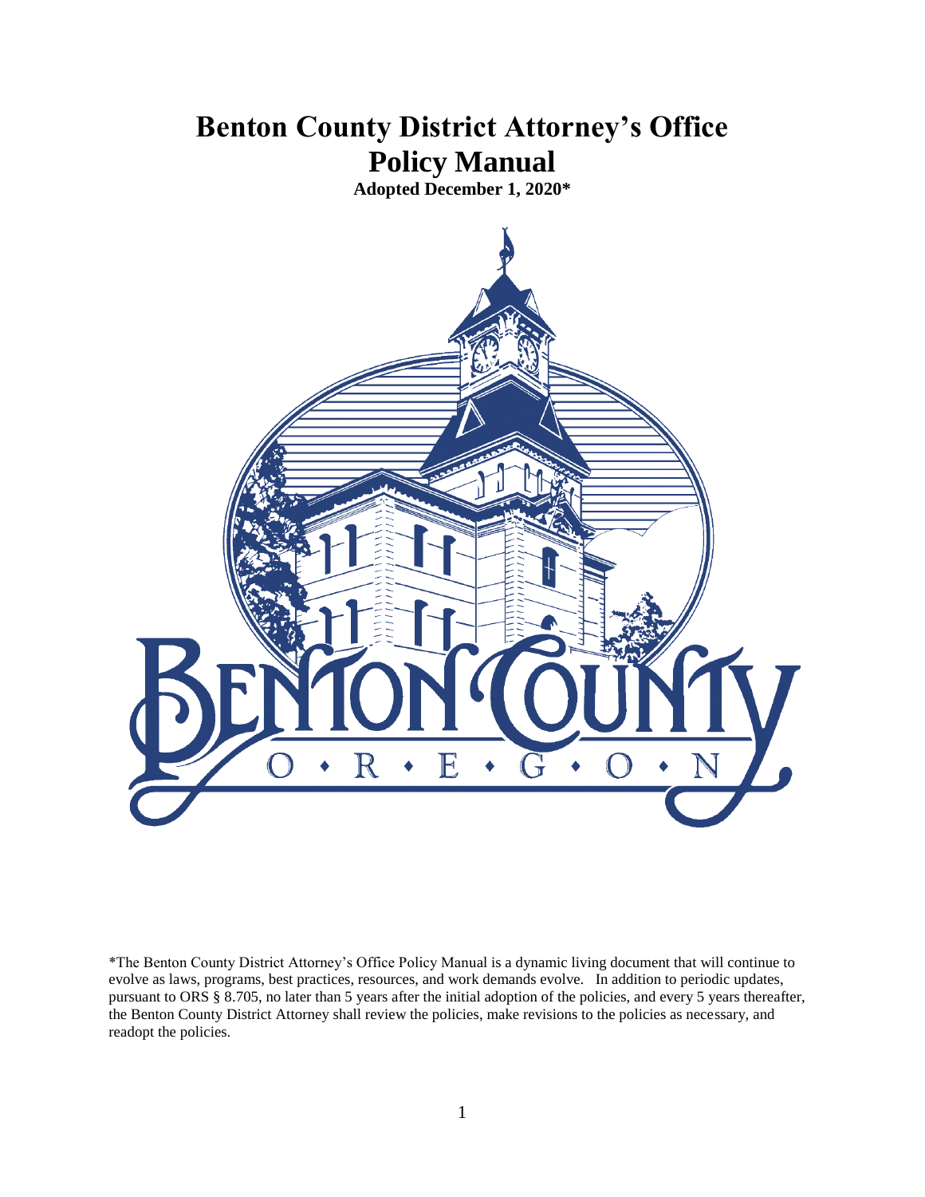# Benton County District Attorney's Office Policy Manual

**Adopted December 1, 2020***

\*The Benton County District Attorney's Office Policy Manual is a dynamic living document that will continue to evolve as laws, programs, best practices, resources, and work demands evolve. In addition to periodic updates, pursuant to ORS § 8.705, no later than 5 years after the initial adoption of the policies, and every 5 years thereafter, the Benton County District Attorney shall review the policies, make revisions to the policies as necessary, and readopt the policies.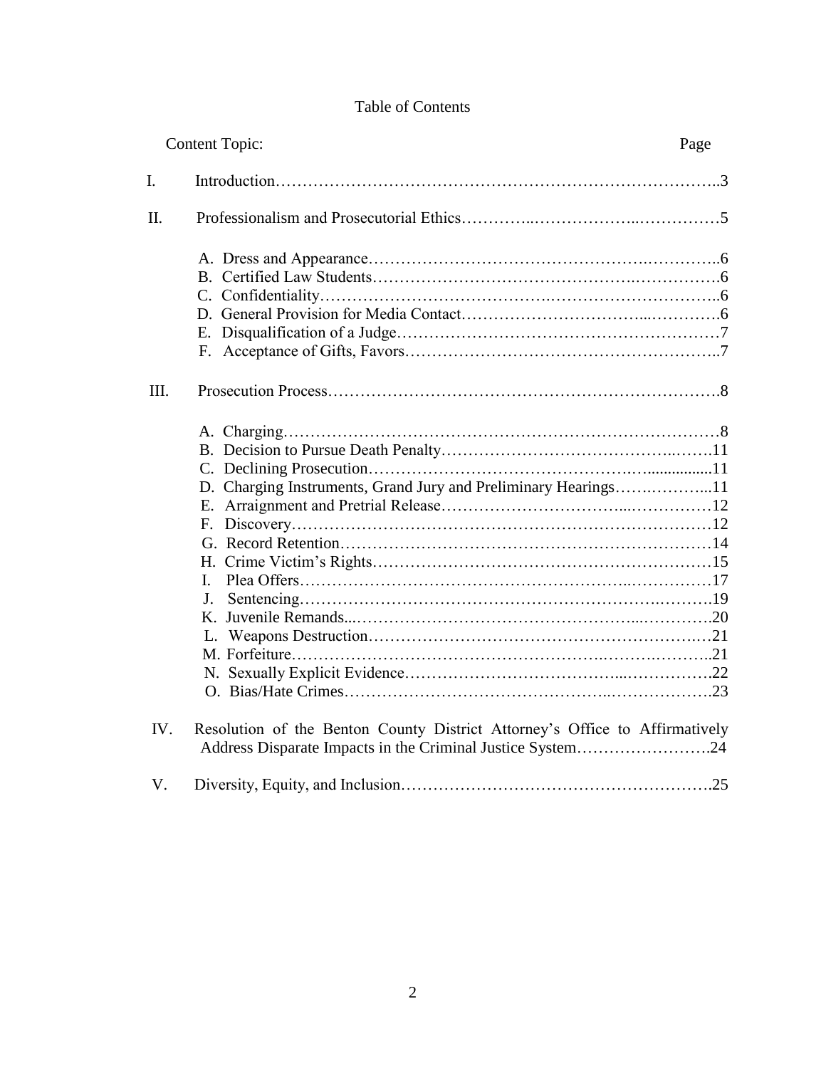# Table of Contents

| Content Topic: | | Page |
|---|---|---|
| I. | Introduction | 3 |
| II. | Professionalism and Prosecutorial Ethics | 5 |
| | A. Dress and Appearance | 6 |
| | B. Certified Law Students | 6 |
| | C. Confidentiality | 6 |
| | D. General Provision for Media Contact | 6 |
| | E. Disqualification of a Judge | 7 |
| | F. Acceptance of Gifts, Favors | 7 |
| III. | Prosecution Process | 8 |
| | A. Charging | 8 |
| | B. Decision to Pursue Death Penalty | 11 |
| | C. Declining Prosecution | 11 |
| | D. Charging Instruments, Grand Jury and Preliminary Hearings | 11 |
| | E. Arraignment and Pretrial Release | 12 |
| | F. Discovery | 12 |
| | G. Record Retention | 14 |
| | H. Crime Victim's Rights | 15 |
| | I. Plea Offers | 17 |
| | J. Sentencing | 19 |
| | K. Juvenile Remands | 20 |
| | L. Weapons Destruction | 21 |
| | M. Forfeiture | 21 |
| | N. Sexually Explicit Evidence | 22 |
| | O. Bias/Hate Crimes | 23 |
| IV. | Resolution of the Benton County District Attorney's Office to Affirmatively Address Disparate Impacts in the Criminal Justice System | 24 |
| V. | Diversity, Equity, and Inclusion | 25 |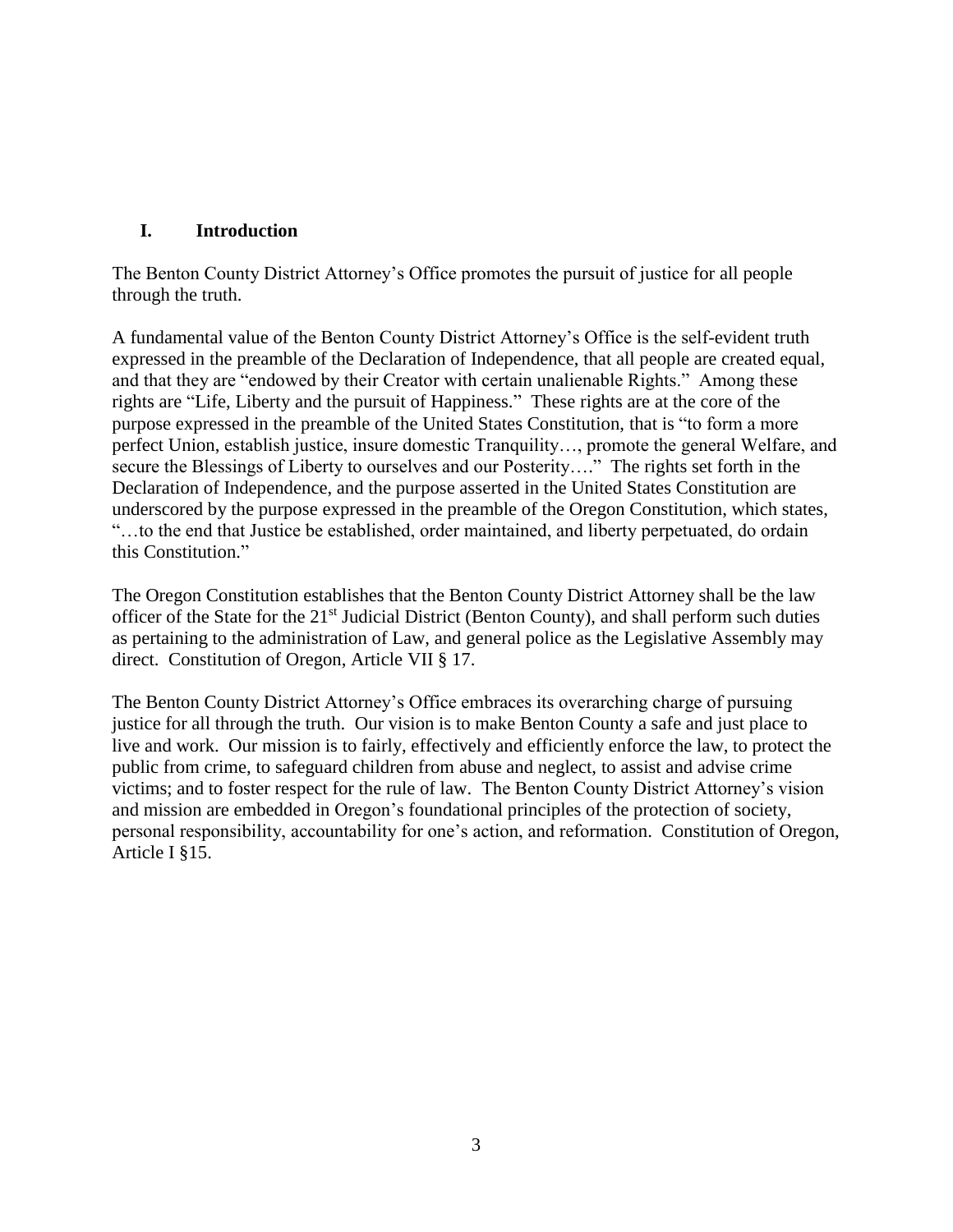## I. Introduction

The Benton County District Attorney's Office promotes the pursuit of justice for all people through the truth.

A fundamental value of the Benton County District Attorney's Office is the self-evident truth expressed in the preamble of the Declaration of Independence, that all people are created equal, and that they are "endowed by their Creator with certain unalienable Rights." Among these rights are "Life, Liberty and the pursuit of Happiness." These rights are at the core of the purpose expressed in the preamble of the United States Constitution, that is "to form a more perfect Union, establish justice, insure domestic Tranquility…, promote the general Welfare, and secure the Blessings of Liberty to ourselves and our Posterity…." The rights set forth in the Declaration of Independence, and the purpose asserted in the United States Constitution are underscored by the purpose expressed in the preamble of the Oregon Constitution, which states, "…to the end that Justice be established, order maintained, and liberty perpetuated, do ordain this Constitution."

The Oregon Constitution establishes that the Benton County District Attorney shall be the law officer of the State for the 21st Judicial District (Benton County), and shall perform such duties as pertaining to the administration of Law, and general police as the Legislative Assembly may direct. Constitution of Oregon, Article VII § 17.

The Benton County District Attorney's Office embraces its overarching charge of pursuing justice for all through the truth. Our vision is to make Benton County a safe and just place to live and work. Our mission is to fairly, effectively and efficiently enforce the law, to protect the public from crime, to safeguard children from abuse and neglect, to assist and advise crime victims; and to foster respect for the rule of law. The Benton County District Attorney's vision and mission are embedded in Oregon's foundational principles of the protection of society, personal responsibility, accountability for one's action, and reformation. Constitution of Oregon, Article I §15.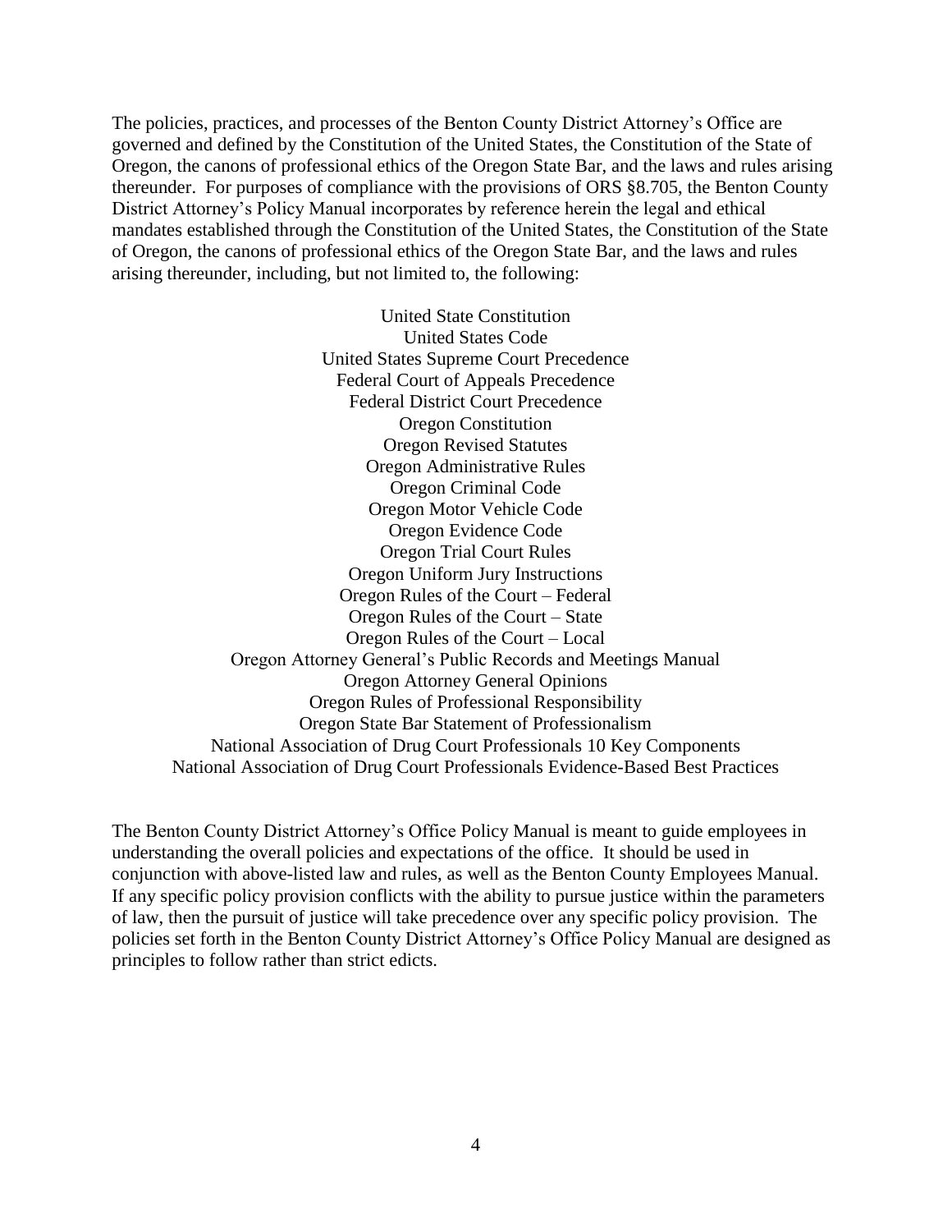The policies, practices, and processes of the Benton County District Attorney's Office are governed and defined by the Constitution of the United States, the Constitution of the State of Oregon, the canons of professional ethics of the Oregon State Bar, and the laws and rules arising thereunder. For purposes of compliance with the provisions of ORS §8.705, the Benton County District Attorney's Policy Manual incorporates by reference herein the legal and ethical mandates established through the Constitution of the United States, the Constitution of the State of Oregon, the canons of professional ethics of the Oregon State Bar, and the laws and rules arising thereunder, including, but not limited to, the following:

United State Constitution
United States Code
United States Supreme Court Precedence
Federal Court of Appeals Precedence
Federal District Court Precedence
Oregon Constitution
Oregon Revised Statutes
Oregon Administrative Rules
Oregon Criminal Code
Oregon Motor Vehicle Code
Oregon Evidence Code
Oregon Trial Court Rules
Oregon Uniform Jury Instructions
Oregon Rules of the Court – Federal
Oregon Rules of the Court – State
Oregon Rules of the Court – Local
Oregon Attorney General's Public Records and Meetings Manual
Oregon Attorney General Opinions
Oregon Rules of Professional Responsibility
Oregon State Bar Statement of Professionalism
National Association of Drug Court Professionals 10 Key Components
National Association of Drug Court Professionals Evidence-Based Best Practices

The Benton County District Attorney's Office Policy Manual is meant to guide employees in understanding the overall policies and expectations of the office. It should be used in conjunction with above-listed law and rules, as well as the Benton County Employees Manual. If any specific policy provision conflicts with the ability to pursue justice within the parameters of law, then the pursuit of justice will take precedence over any specific policy provision. The policies set forth in the Benton County District Attorney's Office Policy Manual are designed as principles to follow rather than strict edicts.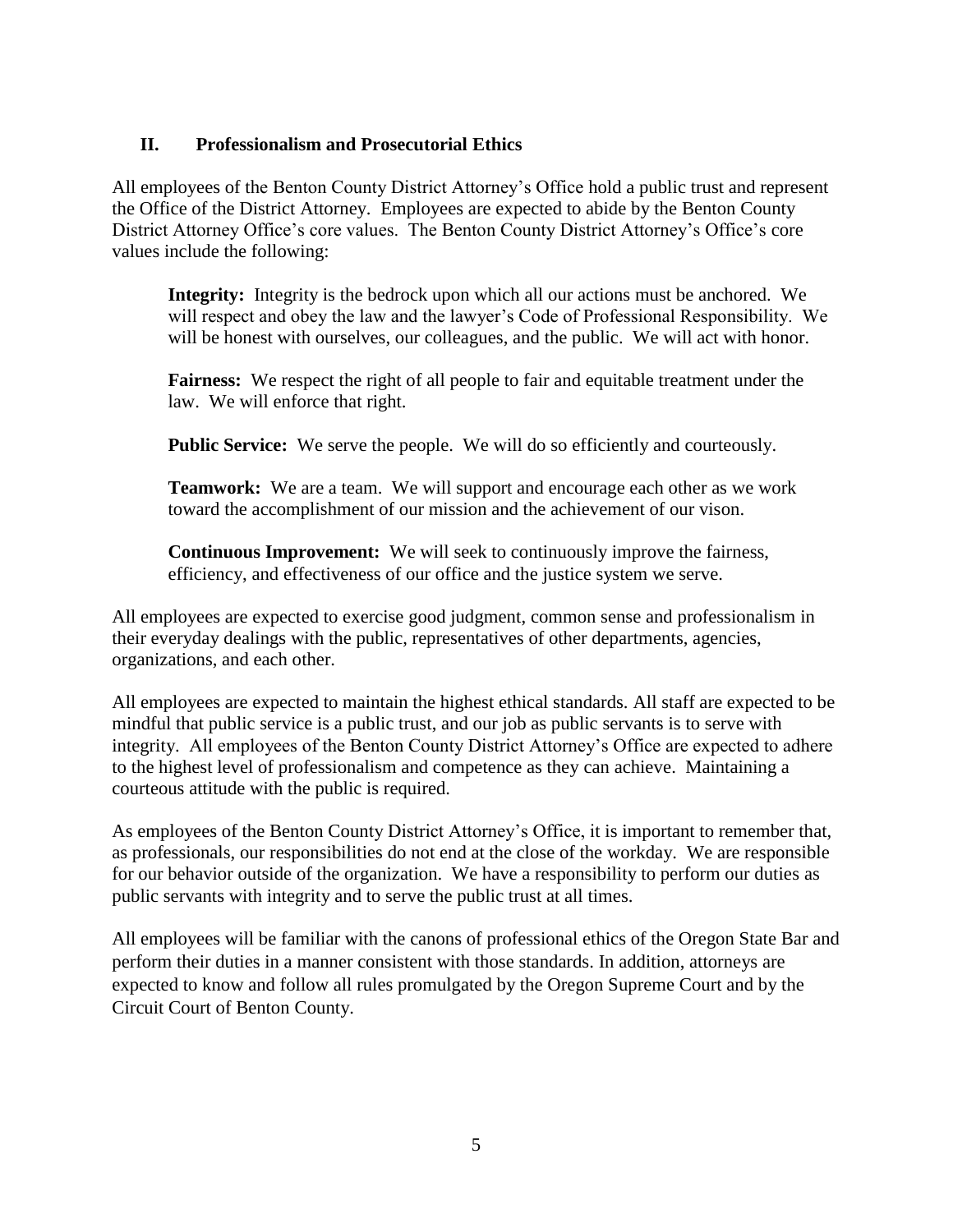## II. Professionalism and Prosecutorial Ethics

All employees of the Benton County District Attorney's Office hold a public trust and represent the Office of the District Attorney. Employees are expected to abide by the Benton County District Attorney Office's core values. The Benton County District Attorney's Office's core values include the following:

> **Integrity:** Integrity is the bedrock upon which all our actions must be anchored. We will respect and obey the law and the lawyer's Code of Professional Responsibility. We will be honest with ourselves, our colleagues, and the public. We will act with honor.
>
> **Fairness:** We respect the right of all people to fair and equitable treatment under the law. We will enforce that right.
>
> **Public Service:** We serve the people. We will do so efficiently and courteously.
>
> **Teamwork:** We are a team. We will support and encourage each other as we work toward the accomplishment of our mission and the achievement of our vison.
>
> **Continuous Improvement:** We will seek to continuously improve the fairness, efficiency, and effectiveness of our office and the justice system we serve.

All employees are expected to exercise good judgment, common sense and professionalism in their everyday dealings with the public, representatives of other departments, agencies, organizations, and each other.

All employees are expected to maintain the highest ethical standards. All staff are expected to be mindful that public service is a public trust, and our job as public servants is to serve with integrity. All employees of the Benton County District Attorney's Office are expected to adhere to the highest level of professionalism and competence as they can achieve. Maintaining a courteous attitude with the public is required.

As employees of the Benton County District Attorney's Office, it is important to remember that, as professionals, our responsibilities do not end at the close of the workday. We are responsible for our behavior outside of the organization. We have a responsibility to perform our duties as public servants with integrity and to serve the public trust at all times.

All employees will be familiar with the canons of professional ethics of the Oregon State Bar and perform their duties in a manner consistent with those standards. In addition, attorneys are expected to know and follow all rules promulgated by the Oregon Supreme Court and by the Circuit Court of Benton County.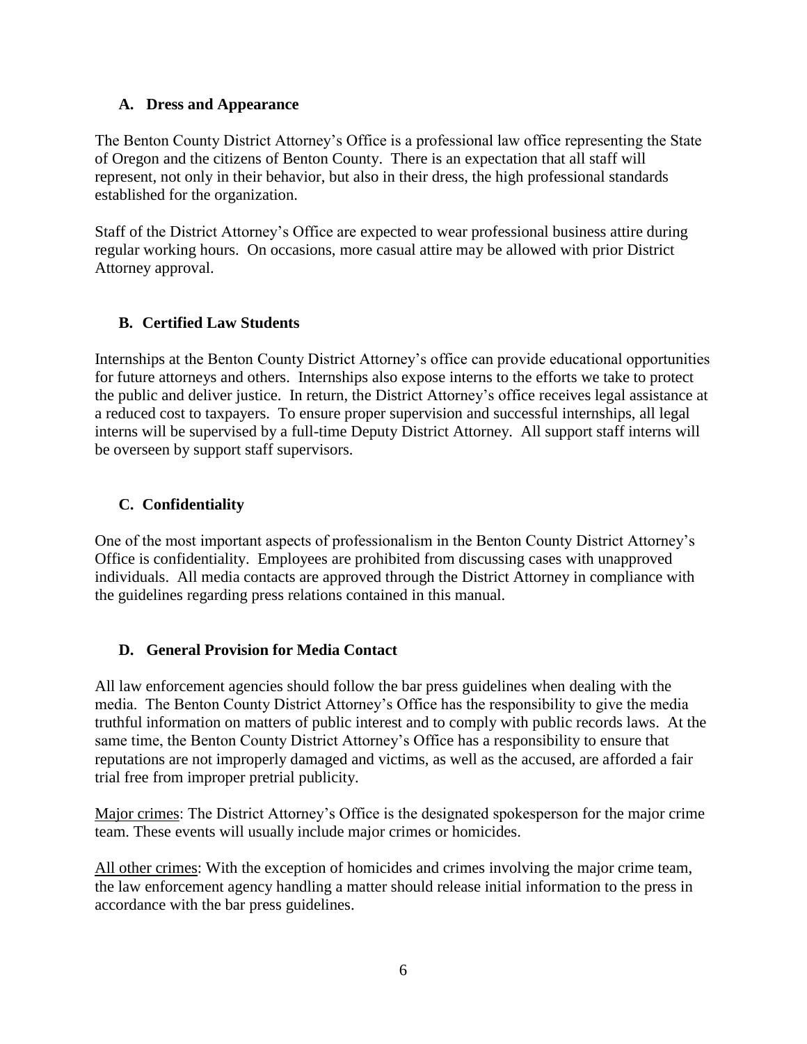### A. Dress and Appearance

The Benton County District Attorney's Office is a professional law office representing the State of Oregon and the citizens of Benton County. There is an expectation that all staff will represent, not only in their behavior, but also in their dress, the high professional standards established for the organization.

Staff of the District Attorney's Office are expected to wear professional business attire during regular working hours. On occasions, more casual attire may be allowed with prior District Attorney approval.

### B. Certified Law Students

Internships at the Benton County District Attorney's office can provide educational opportunities for future attorneys and others. Internships also expose interns to the efforts we take to protect the public and deliver justice. In return, the District Attorney's office receives legal assistance at a reduced cost to taxpayers. To ensure proper supervision and successful internships, all legal interns will be supervised by a full-time Deputy District Attorney. All support staff interns will be overseen by support staff supervisors.

### C. Confidentiality

One of the most important aspects of professionalism in the Benton County District Attorney's Office is confidentiality. Employees are prohibited from discussing cases with unapproved individuals. All media contacts are approved through the District Attorney in compliance with the guidelines regarding press relations contained in this manual.

### D. General Provision for Media Contact

All law enforcement agencies should follow the bar press guidelines when dealing with the media. The Benton County District Attorney's Office has the responsibility to give the media truthful information on matters of public interest and to comply with public records laws. At the same time, the Benton County District Attorney's Office has a responsibility to ensure that reputations are not improperly damaged and victims, as well as the accused, are afforded a fair trial free from improper pretrial publicity.

<u>Major crimes</u>: The District Attorney's Office is the designated spokesperson for the major crime team. These events will usually include major crimes or homicides.

<u>All other crimes</u>: With the exception of homicides and crimes involving the major crime team, the law enforcement agency handling a matter should release initial information to the press in accordance with the bar press guidelines.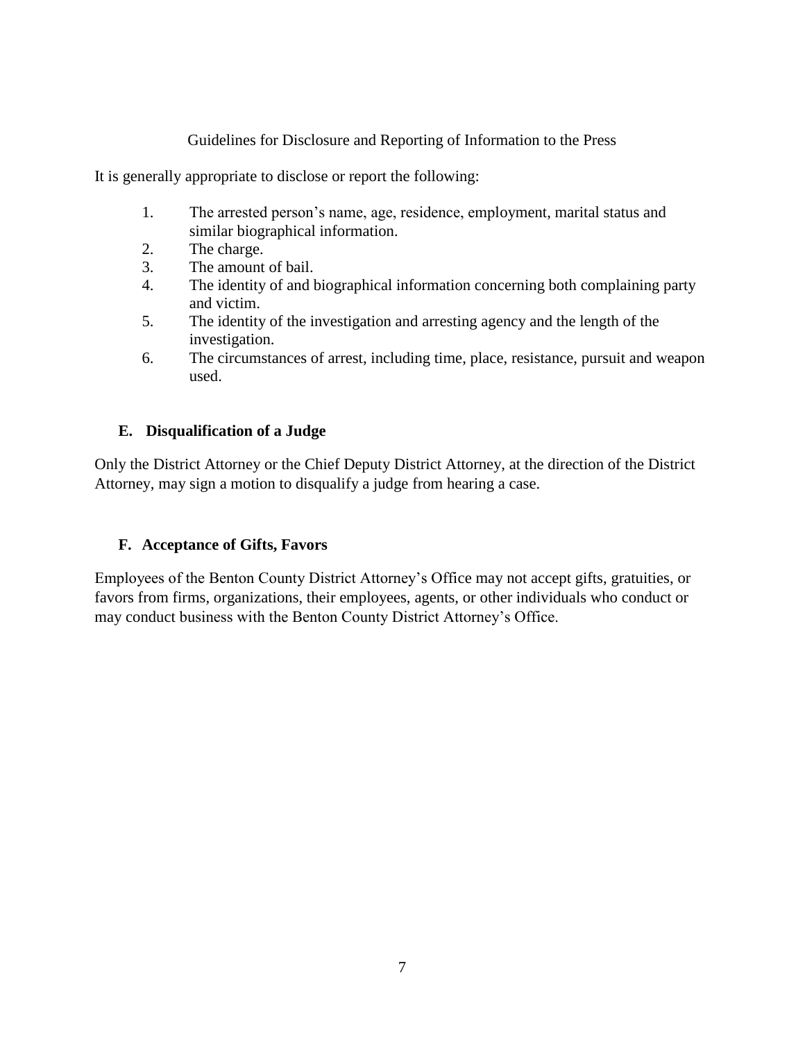Guidelines for Disclosure and Reporting of Information to the Press

It is generally appropriate to disclose or report the following:

1. The arrested person's name, age, residence, employment, marital status and similar biographical information.
2. The charge.
3. The amount of bail.
4. The identity of and biographical information concerning both complaining party and victim.
5. The identity of the investigation and arresting agency and the length of the investigation.
6. The circumstances of arrest, including time, place, resistance, pursuit and weapon used.

### E. Disqualification of a Judge

Only the District Attorney or the Chief Deputy District Attorney, at the direction of the District Attorney, may sign a motion to disqualify a judge from hearing a case.

### F. Acceptance of Gifts, Favors

Employees of the Benton County District Attorney's Office may not accept gifts, gratuities, or favors from firms, organizations, their employees, agents, or other individuals who conduct or may conduct business with the Benton County District Attorney's Office.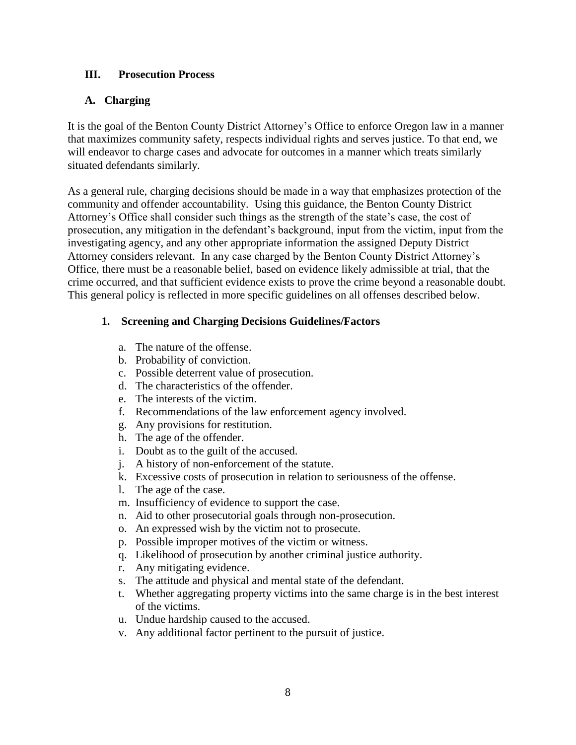## III. Prosecution Process

### A. Charging

It is the goal of the Benton County District Attorney's Office to enforce Oregon law in a manner that maximizes community safety, respects individual rights and serves justice. To that end, we will endeavor to charge cases and advocate for outcomes in a manner which treats similarly situated defendants similarly.

As a general rule, charging decisions should be made in a way that emphasizes protection of the community and offender accountability. Using this guidance, the Benton County District Attorney's Office shall consider such things as the strength of the state's case, the cost of prosecution, any mitigation in the defendant's background, input from the victim, input from the investigating agency, and any other appropriate information the assigned Deputy District Attorney considers relevant. In any case charged by the Benton County District Attorney's Office, there must be a reasonable belief, based on evidence likely admissible at trial, that the crime occurred, and that sufficient evidence exists to prove the crime beyond a reasonable doubt. This general policy is reflected in more specific guidelines on all offenses described below.

#### 1. Screening and Charging Decisions Guidelines/Factors

a. The nature of the offense.
b. Probability of conviction.
c. Possible deterrent value of prosecution.
d. The characteristics of the offender.
e. The interests of the victim.
f. Recommendations of the law enforcement agency involved.
g. Any provisions for restitution.
h. The age of the offender.
i. Doubt as to the guilt of the accused.
j. A history of non-enforcement of the statute.
k. Excessive costs of prosecution in relation to seriousness of the offense.
l. The age of the case.
m. Insufficiency of evidence to support the case.
n. Aid to other prosecutorial goals through non-prosecution.
o. An expressed wish by the victim not to prosecute.
p. Possible improper motives of the victim or witness.
q. Likelihood of prosecution by another criminal justice authority.
r. Any mitigating evidence.
s. The attitude and physical and mental state of the defendant.
t. Whether aggregating property victims into the same charge is in the best interest of the victims.
u. Undue hardship caused to the accused.
v. Any additional factor pertinent to the pursuit of justice.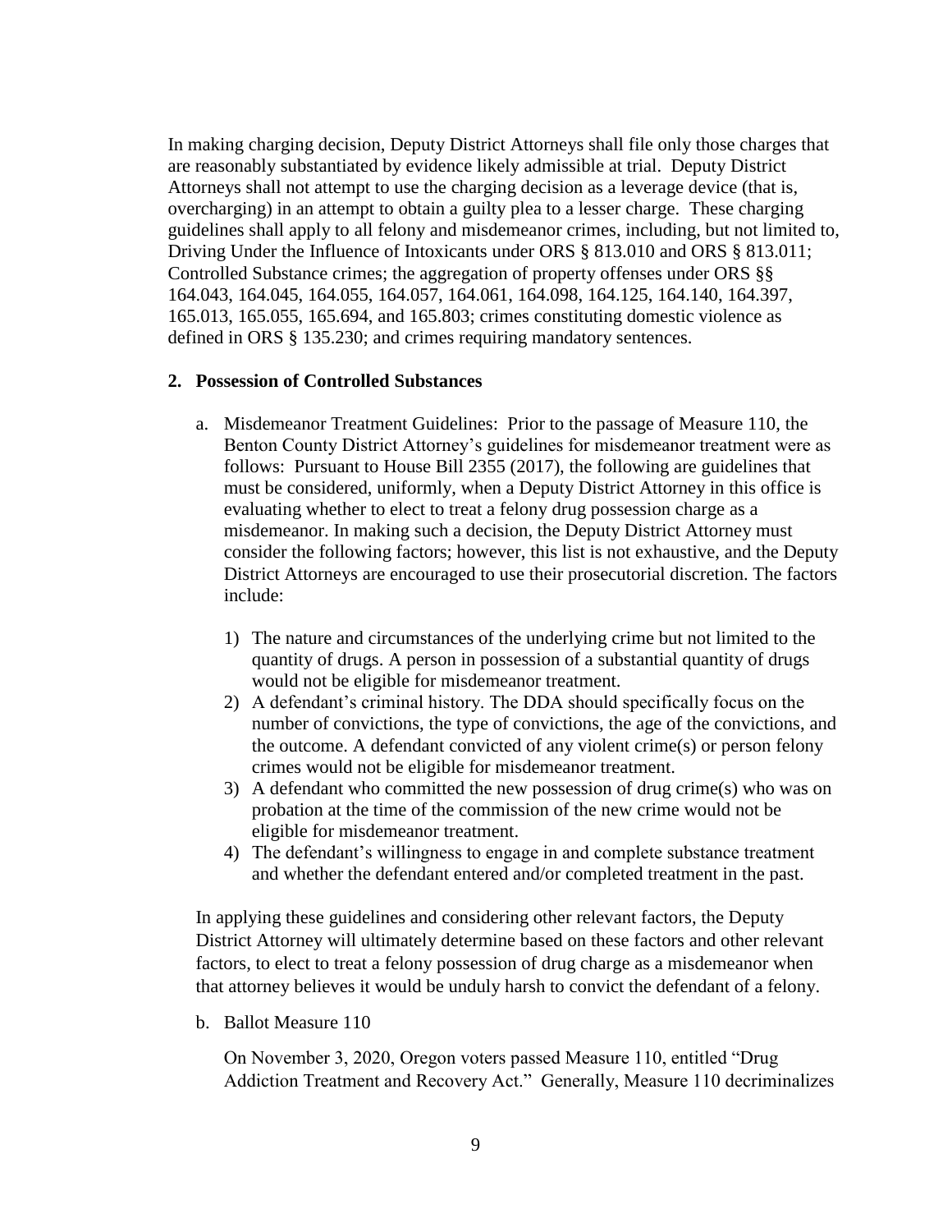In making charging decision, Deputy District Attorneys shall file only those charges that are reasonably substantiated by evidence likely admissible at trial. Deputy District Attorneys shall not attempt to use the charging decision as a leverage device (that is, overcharging) in an attempt to obtain a guilty plea to a lesser charge. These charging guidelines shall apply to all felony and misdemeanor crimes, including, but not limited to, Driving Under the Influence of Intoxicants under ORS § 813.010 and ORS § 813.011; Controlled Substance crimes; the aggregation of property offenses under ORS §§ 164.043, 164.045, 164.055, 164.057, 164.061, 164.098, 164.125, 164.140, 164.397, 165.013, 165.055, 165.694, and 165.803; crimes constituting domestic violence as defined in ORS § 135.230; and crimes requiring mandatory sentences.

**2. Possession of Controlled Substances**

a. Misdemeanor Treatment Guidelines: Prior to the passage of Measure 110, the Benton County District Attorney's guidelines for misdemeanor treatment were as follows: Pursuant to House Bill 2355 (2017), the following are guidelines that must be considered, uniformly, when a Deputy District Attorney in this office is evaluating whether to elect to treat a felony drug possession charge as a misdemeanor. In making such a decision, the Deputy District Attorney must consider the following factors; however, this list is not exhaustive, and the Deputy District Attorneys are encouraged to use their prosecutorial discretion. The factors include:

   1) The nature and circumstances of the underlying crime but not limited to the quantity of drugs. A person in possession of a substantial quantity of drugs would not be eligible for misdemeanor treatment.
   2) A defendant's criminal history. The DDA should specifically focus on the number of convictions, the type of convictions, the age of the convictions, and the outcome. A defendant convicted of any violent crime(s) or person felony crimes would not be eligible for misdemeanor treatment.
   3) A defendant who committed the new possession of drug crime(s) who was on probation at the time of the commission of the new crime would not be eligible for misdemeanor treatment.
   4) The defendant's willingness to engage in and complete substance treatment and whether the defendant entered and/or completed treatment in the past.

   In applying these guidelines and considering other relevant factors, the Deputy District Attorney will ultimately determine based on these factors and other relevant factors, to elect to treat a felony possession of drug charge as a misdemeanor when that attorney believes it would be unduly harsh to convict the defendant of a felony.

b. Ballot Measure 110

   On November 3, 2020, Oregon voters passed Measure 110, entitled "Drug Addiction Treatment and Recovery Act." Generally, Measure 110 decriminalizes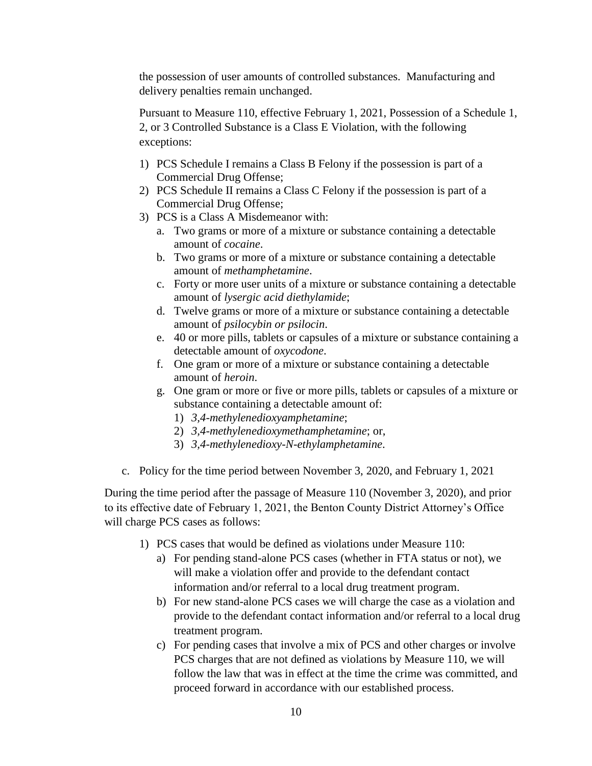the possession of user amounts of controlled substances. Manufacturing and delivery penalties remain unchanged.

Pursuant to Measure 110, effective February 1, 2021, Possession of a Schedule 1, 2, or 3 Controlled Substance is a Class E Violation, with the following exceptions:

1) PCS Schedule I remains a Class B Felony if the possession is part of a Commercial Drug Offense;
2) PCS Schedule II remains a Class C Felony if the possession is part of a Commercial Drug Offense;
3) PCS is a Class A Misdemeanor with:
   a. Two grams or more of a mixture or substance containing a detectable amount of *cocaine*.
   b. Two grams or more of a mixture or substance containing a detectable amount of *methamphetamine*.
   c. Forty or more user units of a mixture or substance containing a detectable amount of *lysergic acid diethylamide*;
   d. Twelve grams or more of a mixture or substance containing a detectable amount of *psilocybin or psilocin*.
   e. 40 or more pills, tablets or capsules of a mixture or substance containing a detectable amount of *oxycodone*.
   f. One gram or more of a mixture or substance containing a detectable amount of *heroin*.
   g. One gram or more or five or more pills, tablets or capsules of a mixture or substance containing a detectable amount of:
      1) *3,4-methylenedioxyamphetamine*;
      2) *3,4-methylenedioxymethamphetamine*; or,
      3) *3,4-methylenedioxy-N-ethylamphetamine*.

c. Policy for the time period between November 3, 2020, and February 1, 2021

During the time period after the passage of Measure 110 (November 3, 2020), and prior to its effective date of February 1, 2021, the Benton County District Attorney's Office will charge PCS cases as follows:

1) PCS cases that would be defined as violations under Measure 110:
   a) For pending stand-alone PCS cases (whether in FTA status or not), we will make a violation offer and provide to the defendant contact information and/or referral to a local drug treatment program.
   b) For new stand-alone PCS cases we will charge the case as a violation and provide to the defendant contact information and/or referral to a local drug treatment program.
   c) For pending cases that involve a mix of PCS and other charges or involve PCS charges that are not defined as violations by Measure 110, we will follow the law that was in effect at the time the crime was committed, and proceed forward in accordance with our established process.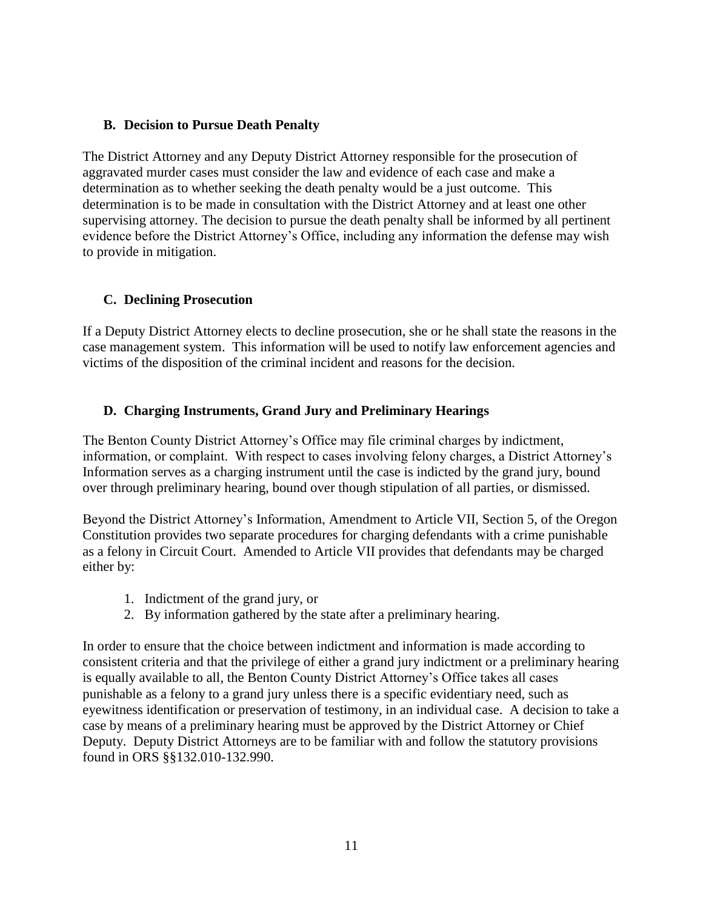### B. Decision to Pursue Death Penalty

The District Attorney and any Deputy District Attorney responsible for the prosecution of aggravated murder cases must consider the law and evidence of each case and make a determination as to whether seeking the death penalty would be a just outcome. This determination is to be made in consultation with the District Attorney and at least one other supervising attorney. The decision to pursue the death penalty shall be informed by all pertinent evidence before the District Attorney's Office, including any information the defense may wish to provide in mitigation.

### C. Declining Prosecution

If a Deputy District Attorney elects to decline prosecution, she or he shall state the reasons in the case management system. This information will be used to notify law enforcement agencies and victims of the disposition of the criminal incident and reasons for the decision.

### D. Charging Instruments, Grand Jury and Preliminary Hearings

The Benton County District Attorney's Office may file criminal charges by indictment, information, or complaint. With respect to cases involving felony charges, a District Attorney's Information serves as a charging instrument until the case is indicted by the grand jury, bound over through preliminary hearing, bound over though stipulation of all parties, or dismissed.

Beyond the District Attorney's Information, Amendment to Article VII, Section 5, of the Oregon Constitution provides two separate procedures for charging defendants with a crime punishable as a felony in Circuit Court. Amended to Article VII provides that defendants may be charged either by:

1. Indictment of the grand jury, or
2. By information gathered by the state after a preliminary hearing.

In order to ensure that the choice between indictment and information is made according to consistent criteria and that the privilege of either a grand jury indictment or a preliminary hearing is equally available to all, the Benton County District Attorney's Office takes all cases punishable as a felony to a grand jury unless there is a specific evidentiary need, such as eyewitness identification or preservation of testimony, in an individual case. A decision to take a case by means of a preliminary hearing must be approved by the District Attorney or Chief Deputy. Deputy District Attorneys are to be familiar with and follow the statutory provisions found in ORS §§132.010-132.990.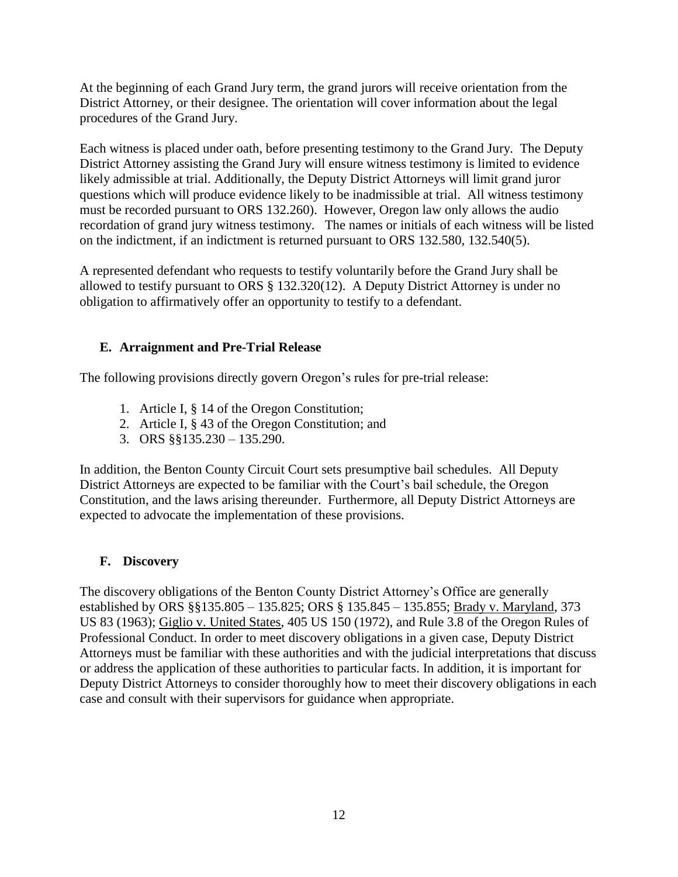At the beginning of each Grand Jury term, the grand jurors will receive orientation from the District Attorney, or their designee. The orientation will cover information about the legal procedures of the Grand Jury.

Each witness is placed under oath, before presenting testimony to the Grand Jury. The Deputy District Attorney assisting the Grand Jury will ensure witness testimony is limited to evidence likely admissible at trial. Additionally, the Deputy District Attorneys will limit grand juror questions which will produce evidence likely to be inadmissible at trial. All witness testimony must be recorded pursuant to ORS 132.260). However, Oregon law only allows the audio recordation of grand jury witness testimony. The names or initials of each witness will be listed on the indictment, if an indictment is returned pursuant to ORS 132.580, 132.540(5).

A represented defendant who requests to testify voluntarily before the Grand Jury shall be allowed to testify pursuant to ORS § 132.320(12). A Deputy District Attorney is under no obligation to affirmatively offer an opportunity to testify to a defendant.

## E. Arraignment and Pre-Trial Release

The following provisions directly govern Oregon's rules for pre-trial release:

1. Article I, § 14 of the Oregon Constitution;
2. Article I, § 43 of the Oregon Constitution; and
3. ORS §§135.230 – 135.290.

In addition, the Benton County Circuit Court sets presumptive bail schedules. All Deputy District Attorneys are expected to be familiar with the Court's bail schedule, the Oregon Constitution, and the laws arising thereunder. Furthermore, all Deputy District Attorneys are expected to advocate the implementation of these provisions.

## F. Discovery

The discovery obligations of the Benton County District Attorney's Office are generally established by ORS §§135.805 – 135.825; ORS § 135.845 – 135.855; Brady v. Maryland, 373 US 83 (1963); Giglio v. United States, 405 US 150 (1972), and Rule 3.8 of the Oregon Rules of Professional Conduct. In order to meet discovery obligations in a given case, Deputy District Attorneys must be familiar with these authorities and with the judicial interpretations that discuss or address the application of these authorities to particular facts. In addition, it is important for Deputy District Attorneys to consider thoroughly how to meet their discovery obligations in each case and consult with their supervisors for guidance when appropriate.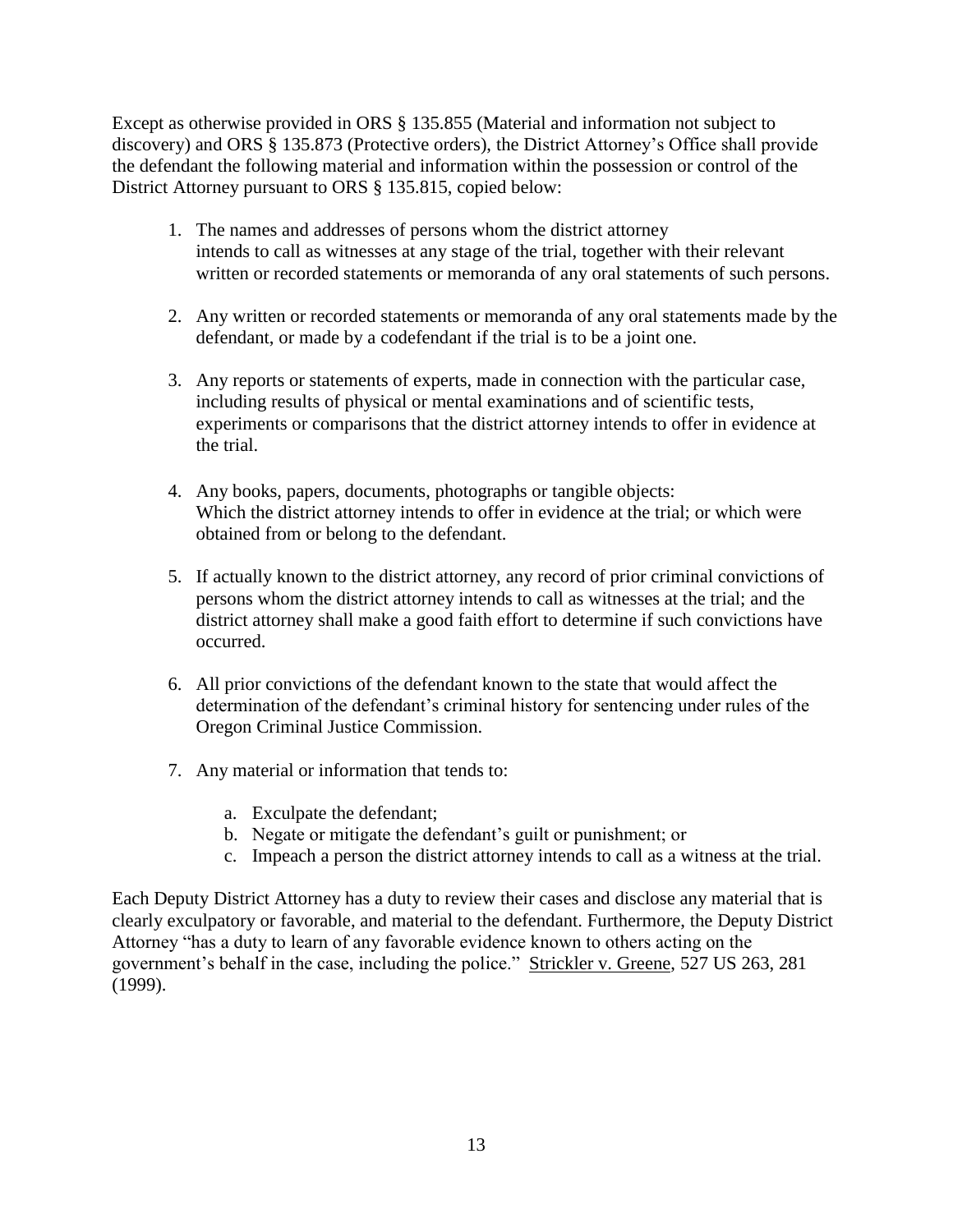Except as otherwise provided in ORS § 135.855 (Material and information not subject to discovery) and ORS § 135.873 (Protective orders), the District Attorney's Office shall provide the defendant the following material and information within the possession or control of the District Attorney pursuant to ORS § 135.815, copied below:

1. The names and addresses of persons whom the district attorney intends to call as witnesses at any stage of the trial, together with their relevant written or recorded statements or memoranda of any oral statements of such persons.

2. Any written or recorded statements or memoranda of any oral statements made by the defendant, or made by a codefendant if the trial is to be a joint one.

3. Any reports or statements of experts, made in connection with the particular case, including results of physical or mental examinations and of scientific tests, experiments or comparisons that the district attorney intends to offer in evidence at the trial.

4. Any books, papers, documents, photographs or tangible objects: Which the district attorney intends to offer in evidence at the trial; or which were obtained from or belong to the defendant.

5. If actually known to the district attorney, any record of prior criminal convictions of persons whom the district attorney intends to call as witnesses at the trial; and the district attorney shall make a good faith effort to determine if such convictions have occurred.

6. All prior convictions of the defendant known to the state that would affect the determination of the defendant's criminal history for sentencing under rules of the Oregon Criminal Justice Commission.

7. Any material or information that tends to:

   a. Exculpate the defendant;
   b. Negate or mitigate the defendant's guilt or punishment; or
   c. Impeach a person the district attorney intends to call as a witness at the trial.

Each Deputy District Attorney has a duty to review their cases and disclose any material that is clearly exculpatory or favorable, and material to the defendant. Furthermore, the Deputy District Attorney "has a duty to learn of any favorable evidence known to others acting on the government's behalf in the case, including the police." Strickler v. Greene, 527 US 263, 281 (1999).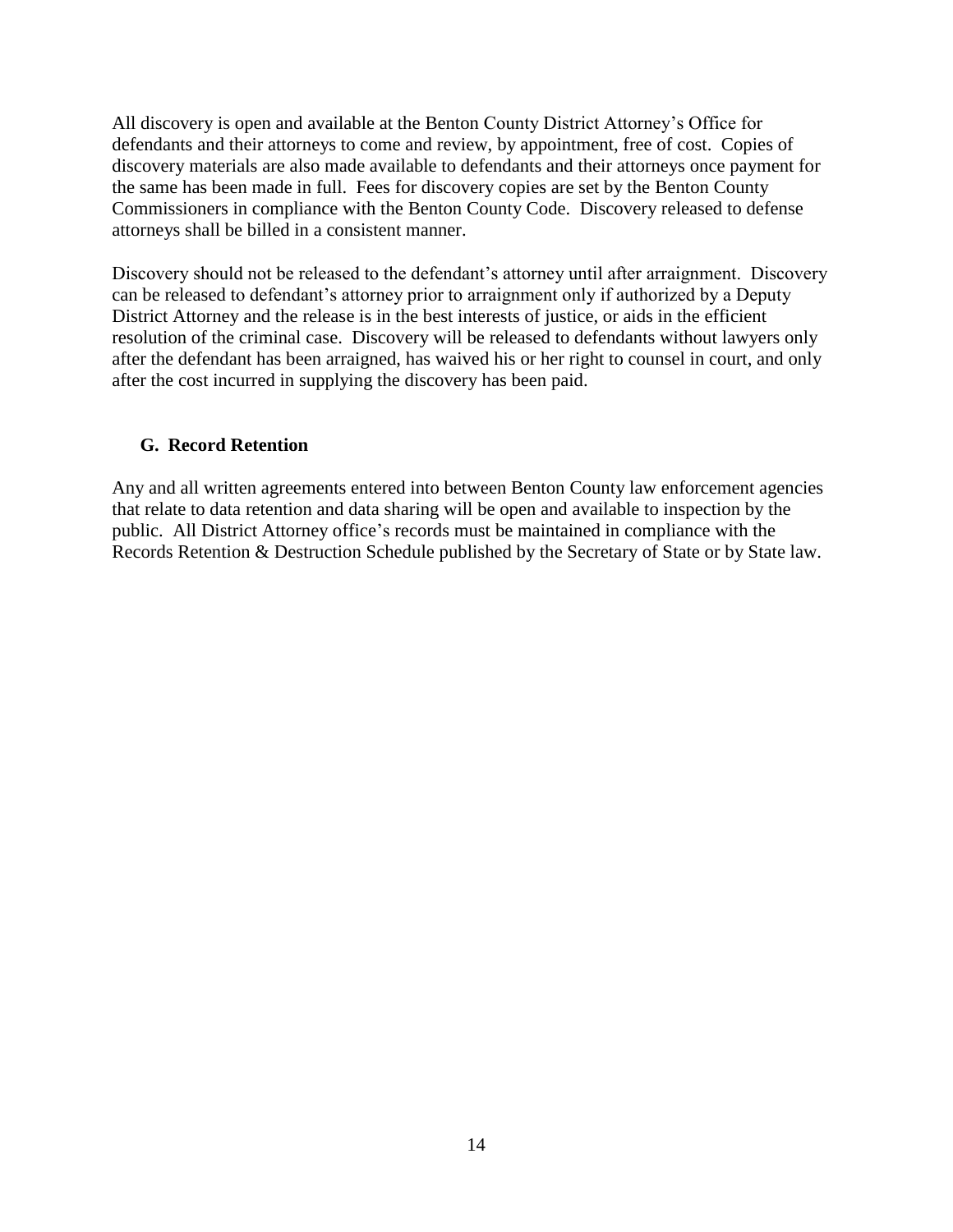All discovery is open and available at the Benton County District Attorney's Office for defendants and their attorneys to come and review, by appointment, free of cost. Copies of discovery materials are also made available to defendants and their attorneys once payment for the same has been made in full. Fees for discovery copies are set by the Benton County Commissioners in compliance with the Benton County Code. Discovery released to defense attorneys shall be billed in a consistent manner.

Discovery should not be released to the defendant's attorney until after arraignment. Discovery can be released to defendant's attorney prior to arraignment only if authorized by a Deputy District Attorney and the release is in the best interests of justice, or aids in the efficient resolution of the criminal case. Discovery will be released to defendants without lawyers only after the defendant has been arraigned, has waived his or her right to counsel in court, and only after the cost incurred in supplying the discovery has been paid.

### G. Record Retention

Any and all written agreements entered into between Benton County law enforcement agencies that relate to data retention and data sharing will be open and available to inspection by the public. All District Attorney office's records must be maintained in compliance with the Records Retention & Destruction Schedule published by the Secretary of State or by State law.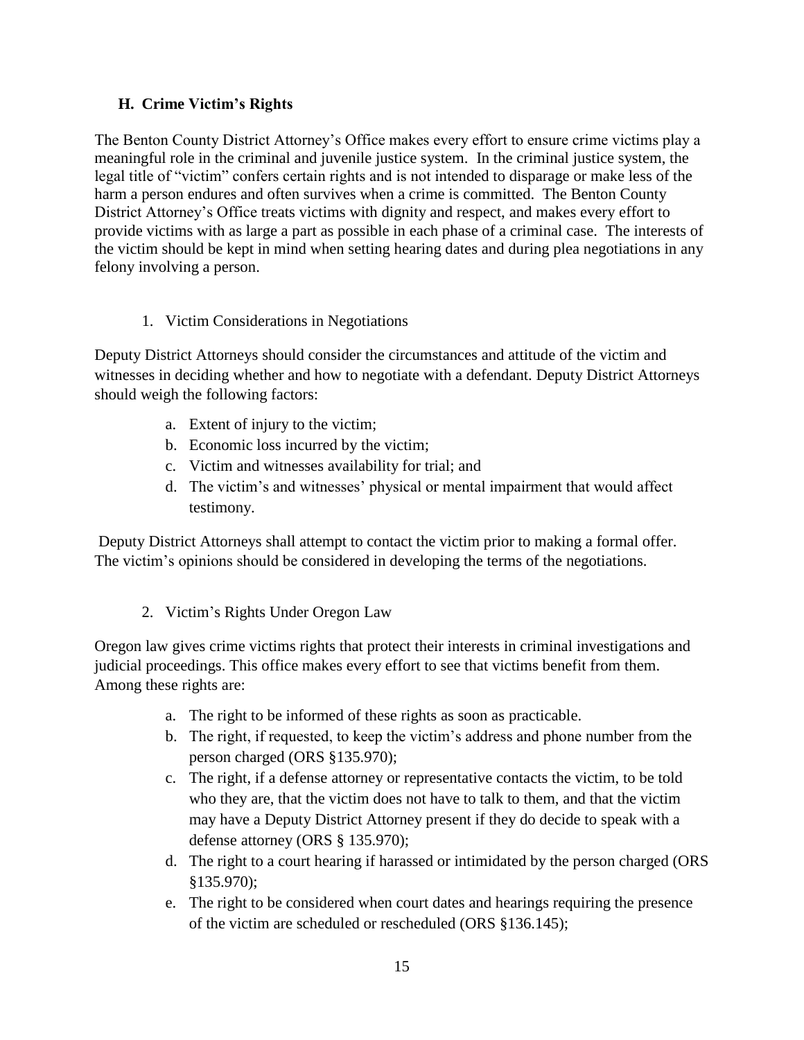### H. Crime Victim's Rights

The Benton County District Attorney's Office makes every effort to ensure crime victims play a meaningful role in the criminal and juvenile justice system. In the criminal justice system, the legal title of "victim" confers certain rights and is not intended to disparage or make less of the harm a person endures and often survives when a crime is committed. The Benton County District Attorney's Office treats victims with dignity and respect, and makes every effort to provide victims with as large a part as possible in each phase of a criminal case. The interests of the victim should be kept in mind when setting hearing dates and during plea negotiations in any felony involving a person.

1. Victim Considerations in Negotiations

Deputy District Attorneys should consider the circumstances and attitude of the victim and witnesses in deciding whether and how to negotiate with a defendant. Deputy District Attorneys should weigh the following factors:

   a. Extent of injury to the victim;
   b. Economic loss incurred by the victim;
   c. Victim and witnesses availability for trial; and
   d. The victim's and witnesses' physical or mental impairment that would affect testimony.

Deputy District Attorneys shall attempt to contact the victim prior to making a formal offer. The victim's opinions should be considered in developing the terms of the negotiations.

2. Victim's Rights Under Oregon Law

Oregon law gives crime victims rights that protect their interests in criminal investigations and judicial proceedings. This office makes every effort to see that victims benefit from them. Among these rights are:

   a. The right to be informed of these rights as soon as practicable.
   b. The right, if requested, to keep the victim's address and phone number from the person charged (ORS §135.970);
   c. The right, if a defense attorney or representative contacts the victim, to be told who they are, that the victim does not have to talk to them, and that the victim may have a Deputy District Attorney present if they do decide to speak with a defense attorney (ORS § 135.970);
   d. The right to a court hearing if harassed or intimidated by the person charged (ORS §135.970);
   e. The right to be considered when court dates and hearings requiring the presence of the victim are scheduled or rescheduled (ORS §136.145);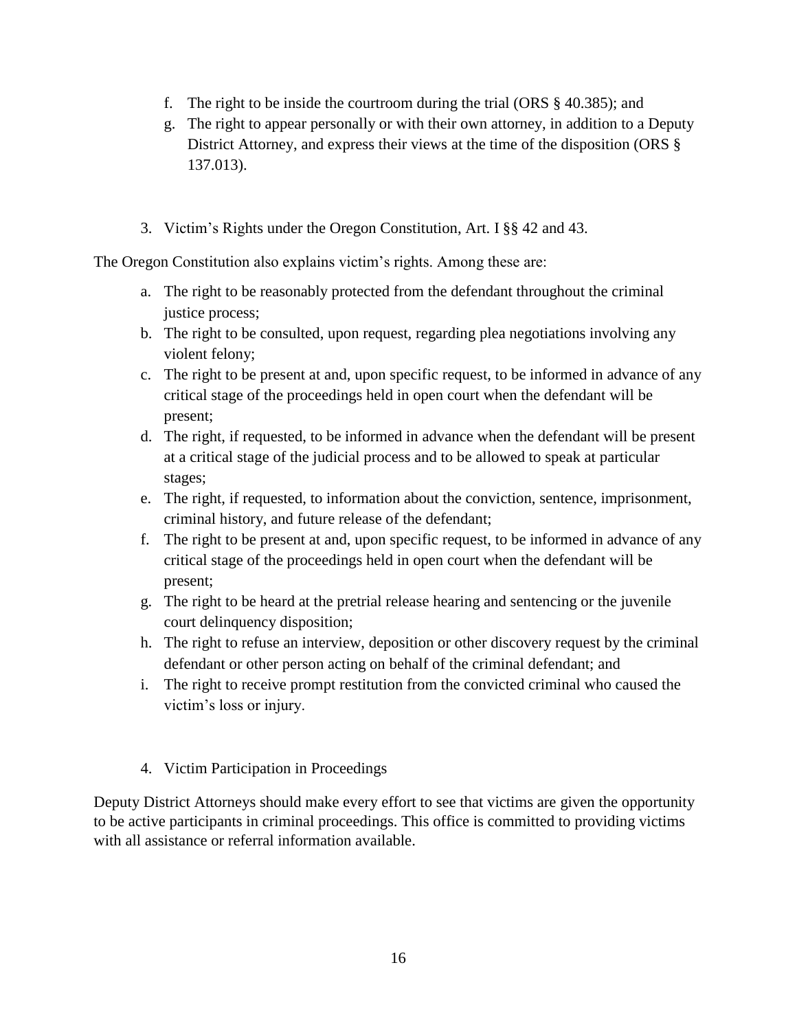f. The right to be inside the courtroom during the trial (ORS § 40.385); and
g. The right to appear personally or with their own attorney, in addition to a Deputy District Attorney, and express their views at the time of the disposition (ORS § 137.013).

3. Victim's Rights under the Oregon Constitution, Art. I §§ 42 and 43.

The Oregon Constitution also explains victim's rights. Among these are:

a. The right to be reasonably protected from the defendant throughout the criminal justice process;
b. The right to be consulted, upon request, regarding plea negotiations involving any violent felony;
c. The right to be present at and, upon specific request, to be informed in advance of any critical stage of the proceedings held in open court when the defendant will be present;
d. The right, if requested, to be informed in advance when the defendant will be present at a critical stage of the judicial process and to be allowed to speak at particular stages;
e. The right, if requested, to information about the conviction, sentence, imprisonment, criminal history, and future release of the defendant;
f. The right to be present at and, upon specific request, to be informed in advance of any critical stage of the proceedings held in open court when the defendant will be present;
g. The right to be heard at the pretrial release hearing and sentencing or the juvenile court delinquency disposition;
h. The right to refuse an interview, deposition or other discovery request by the criminal defendant or other person acting on behalf of the criminal defendant; and
i. The right to receive prompt restitution from the convicted criminal who caused the victim's loss or injury.

4. Victim Participation in Proceedings

Deputy District Attorneys should make every effort to see that victims are given the opportunity to be active participants in criminal proceedings. This office is committed to providing victims with all assistance or referral information available.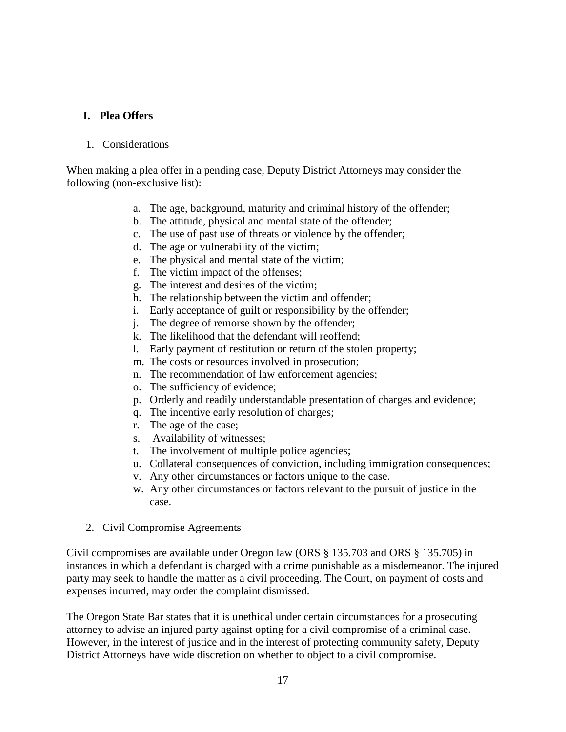## I. Plea Offers

### 1. Considerations

When making a plea offer in a pending case, Deputy District Attorneys may consider the following (non-exclusive list):

a. The age, background, maturity and criminal history of the offender;
b. The attitude, physical and mental state of the offender;
c. The use of past use of threats or violence by the offender;
d. The age or vulnerability of the victim;
e. The physical and mental state of the victim;
f. The victim impact of the offenses;
g. The interest and desires of the victim;
h. The relationship between the victim and offender;
i. Early acceptance of guilt or responsibility by the offender;
j. The degree of remorse shown by the offender;
k. The likelihood that the defendant will reoffend;
l. Early payment of restitution or return of the stolen property;
m. The costs or resources involved in prosecution;
n. The recommendation of law enforcement agencies;
o. The sufficiency of evidence;
p. Orderly and readily understandable presentation of charges and evidence;
q. The incentive early resolution of charges;
r. The age of the case;
s. Availability of witnesses;
t. The involvement of multiple police agencies;
u. Collateral consequences of conviction, including immigration consequences;
v. Any other circumstances or factors unique to the case.
w. Any other circumstances or factors relevant to the pursuit of justice in the case.

### 2. Civil Compromise Agreements

Civil compromises are available under Oregon law (ORS § 135.703 and ORS § 135.705) in instances in which a defendant is charged with a crime punishable as a misdemeanor. The injured party may seek to handle the matter as a civil proceeding. The Court, on payment of costs and expenses incurred, may order the complaint dismissed.

The Oregon State Bar states that it is unethical under certain circumstances for a prosecuting attorney to advise an injured party against opting for a civil compromise of a criminal case. However, in the interest of justice and in the interest of protecting community safety, Deputy District Attorneys have wide discretion on whether to object to a civil compromise.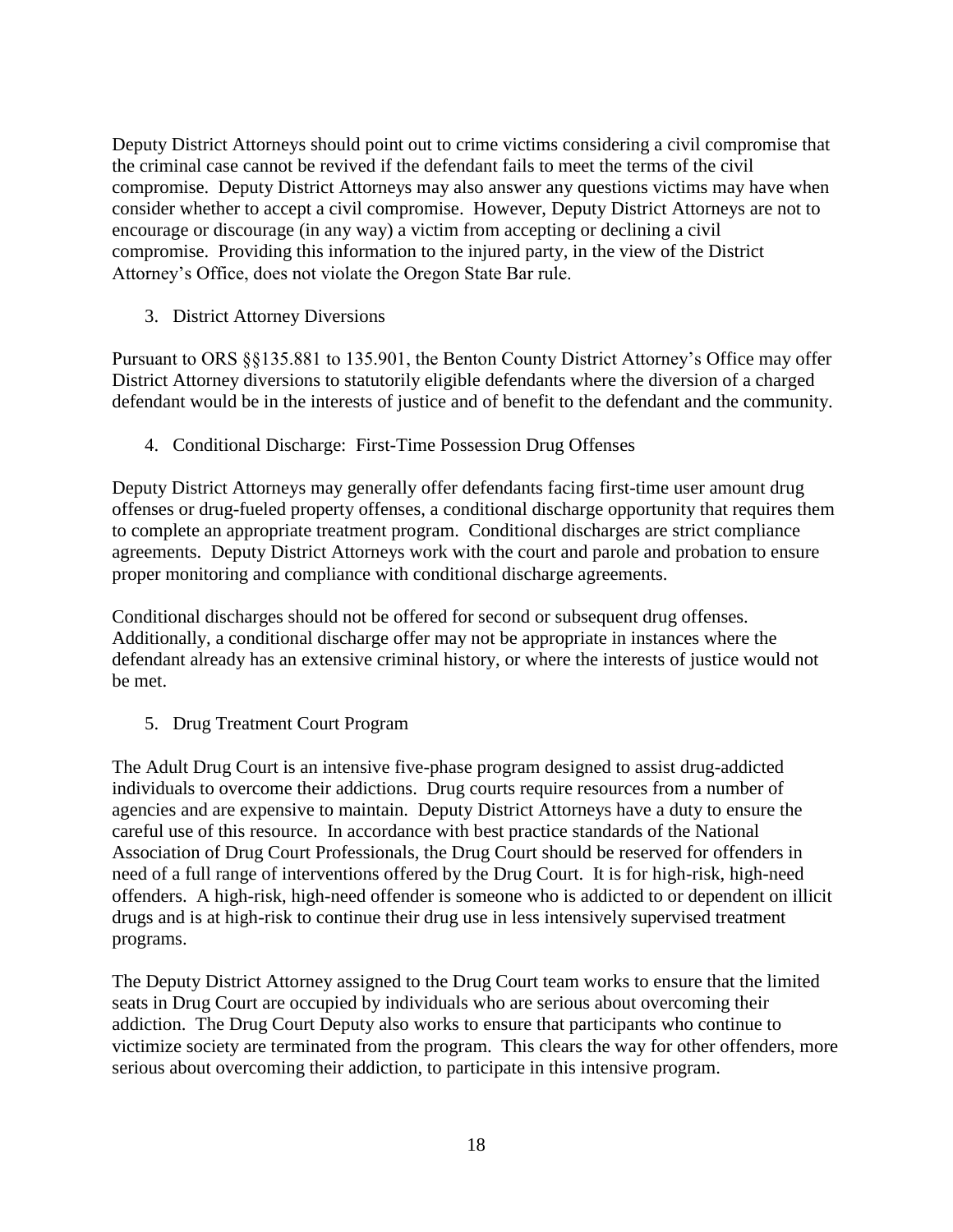Deputy District Attorneys should point out to crime victims considering a civil compromise that the criminal case cannot be revived if the defendant fails to meet the terms of the civil compromise. Deputy District Attorneys may also answer any questions victims may have when consider whether to accept a civil compromise. However, Deputy District Attorneys are not to encourage or discourage (in any way) a victim from accepting or declining a civil compromise. Providing this information to the injured party, in the view of the District Attorney's Office, does not violate the Oregon State Bar rule.

### 3. District Attorney Diversions

Pursuant to ORS §§135.881 to 135.901, the Benton County District Attorney's Office may offer District Attorney diversions to statutorily eligible defendants where the diversion of a charged defendant would be in the interests of justice and of benefit to the defendant and the community.

### 4. Conditional Discharge: First-Time Possession Drug Offenses

Deputy District Attorneys may generally offer defendants facing first-time user amount drug offenses or drug-fueled property offenses, a conditional discharge opportunity that requires them to complete an appropriate treatment program. Conditional discharges are strict compliance agreements. Deputy District Attorneys work with the court and parole and probation to ensure proper monitoring and compliance with conditional discharge agreements.

Conditional discharges should not be offered for second or subsequent drug offenses. Additionally, a conditional discharge offer may not be appropriate in instances where the defendant already has an extensive criminal history, or where the interests of justice would not be met.

### 5. Drug Treatment Court Program

The Adult Drug Court is an intensive five-phase program designed to assist drug-addicted individuals to overcome their addictions. Drug courts require resources from a number of agencies and are expensive to maintain. Deputy District Attorneys have a duty to ensure the careful use of this resource. In accordance with best practice standards of the National Association of Drug Court Professionals, the Drug Court should be reserved for offenders in need of a full range of interventions offered by the Drug Court. It is for high-risk, high-need offenders. A high-risk, high-need offender is someone who is addicted to or dependent on illicit drugs and is at high-risk to continue their drug use in less intensively supervised treatment programs.

The Deputy District Attorney assigned to the Drug Court team works to ensure that the limited seats in Drug Court are occupied by individuals who are serious about overcoming their addiction. The Drug Court Deputy also works to ensure that participants who continue to victimize society are terminated from the program. This clears the way for other offenders, more serious about overcoming their addiction, to participate in this intensive program.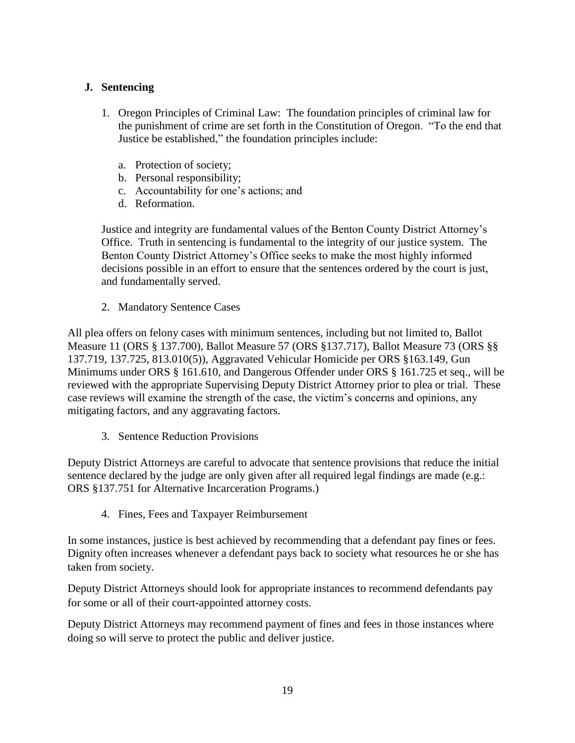## J. Sentencing

1. Oregon Principles of Criminal Law: The foundation principles of criminal law for the punishment of crime are set forth in the Constitution of Oregon. "To the end that Justice be established," the foundation principles include:

   a. Protection of society;
   b. Personal responsibility;
   c. Accountability for one's actions; and
   d. Reformation.

   Justice and integrity are fundamental values of the Benton County District Attorney's Office. Truth in sentencing is fundamental to the integrity of our justice system. The Benton County District Attorney's Office seeks to make the most highly informed decisions possible in an effort to ensure that the sentences ordered by the court is just, and fundamentally served.

2. Mandatory Sentence Cases

All plea offers on felony cases with minimum sentences, including but not limited to, Ballot Measure 11 (ORS § 137.700), Ballot Measure 57 (ORS §137.717), Ballot Measure 73 (ORS §§ 137.719, 137.725, 813.010(5)), Aggravated Vehicular Homicide per ORS §163.149, Gun Minimums under ORS § 161.610, and Dangerous Offender under ORS § 161.725 et seq., will be reviewed with the appropriate Supervising Deputy District Attorney prior to plea or trial. These case reviews will examine the strength of the case, the victim's concerns and opinions, any mitigating factors, and any aggravating factors.

3. Sentence Reduction Provisions

Deputy District Attorneys are careful to advocate that sentence provisions that reduce the initial sentence declared by the judge are only given after all required legal findings are made (e.g.: ORS §137.751 for Alternative Incarceration Programs.)

4. Fines, Fees and Taxpayer Reimbursement

In some instances, justice is best achieved by recommending that a defendant pay fines or fees. Dignity often increases whenever a defendant pays back to society what resources he or she has taken from society.

Deputy District Attorneys should look for appropriate instances to recommend defendants pay for some or all of their court-appointed attorney costs.

Deputy District Attorneys may recommend payment of fines and fees in those instances where doing so will serve to protect the public and deliver justice.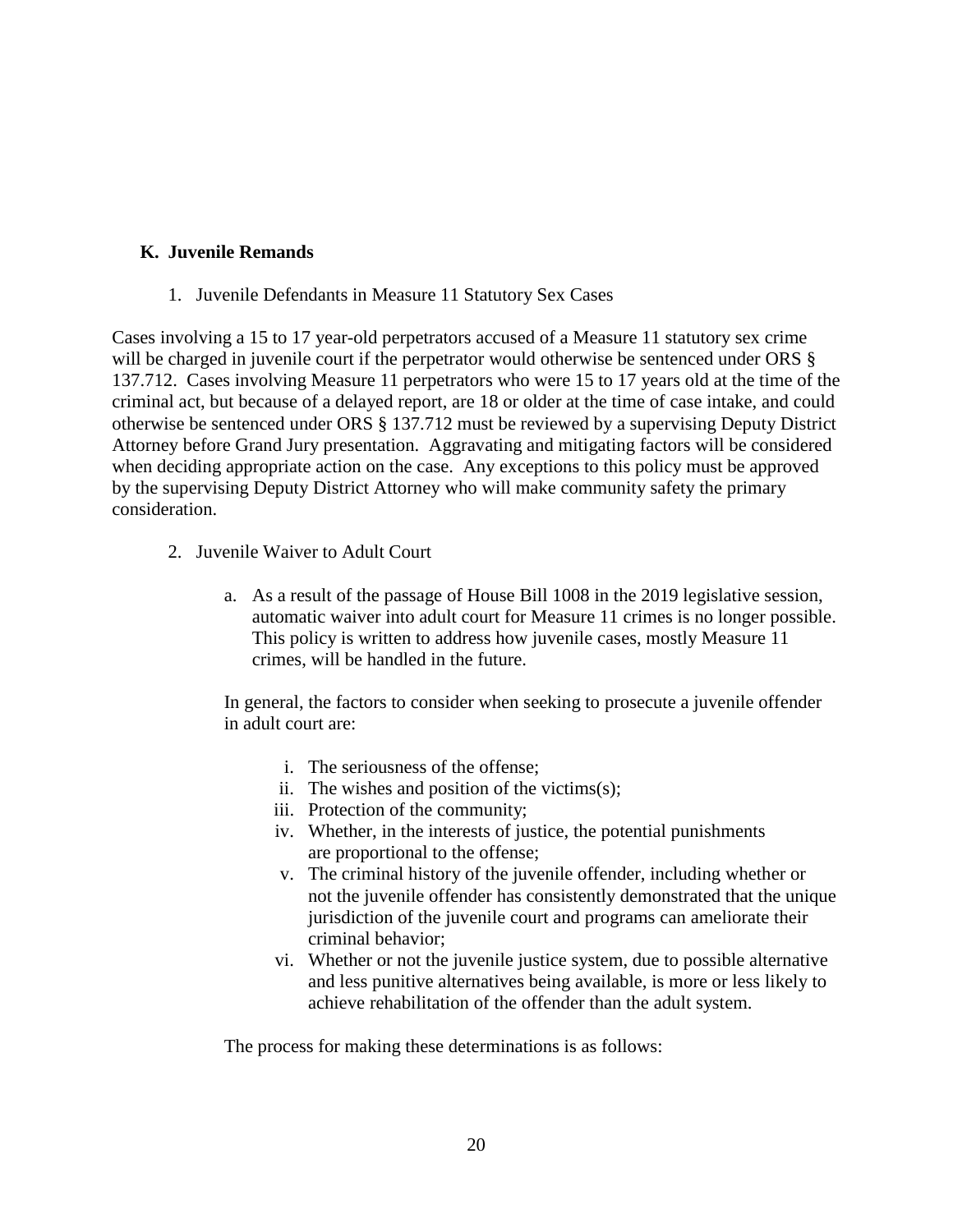## K. Juvenile Remands

1. Juvenile Defendants in Measure 11 Statutory Sex Cases

Cases involving a 15 to 17 year-old perpetrators accused of a Measure 11 statutory sex crime will be charged in juvenile court if the perpetrator would otherwise be sentenced under ORS § 137.712. Cases involving Measure 11 perpetrators who were 15 to 17 years old at the time of the criminal act, but because of a delayed report, are 18 or older at the time of case intake, and could otherwise be sentenced under ORS § 137.712 must be reviewed by a supervising Deputy District Attorney before Grand Jury presentation. Aggravating and mitigating factors will be considered when deciding appropriate action on the case. Any exceptions to this policy must be approved by the supervising Deputy District Attorney who will make community safety the primary consideration.

2. Juvenile Waiver to Adult Court

   a. As a result of the passage of House Bill 1008 in the 2019 legislative session, automatic waiver into adult court for Measure 11 crimes is no longer possible. This policy is written to address how juvenile cases, mostly Measure 11 crimes, will be handled in the future.

   In general, the factors to consider when seeking to prosecute a juvenile offender in adult court are:

      i. The seriousness of the offense;
      ii. The wishes and position of the victims(s);
      iii. Protection of the community;
      iv. Whether, in the interests of justice, the potential punishments are proportional to the offense;
      v. The criminal history of the juvenile offender, including whether or not the juvenile offender has consistently demonstrated that the unique jurisdiction of the juvenile court and programs can ameliorate their criminal behavior;
      vi. Whether or not the juvenile justice system, due to possible alternative and less punitive alternatives being available, is more or less likely to achieve rehabilitation of the offender than the adult system.

   The process for making these determinations is as follows: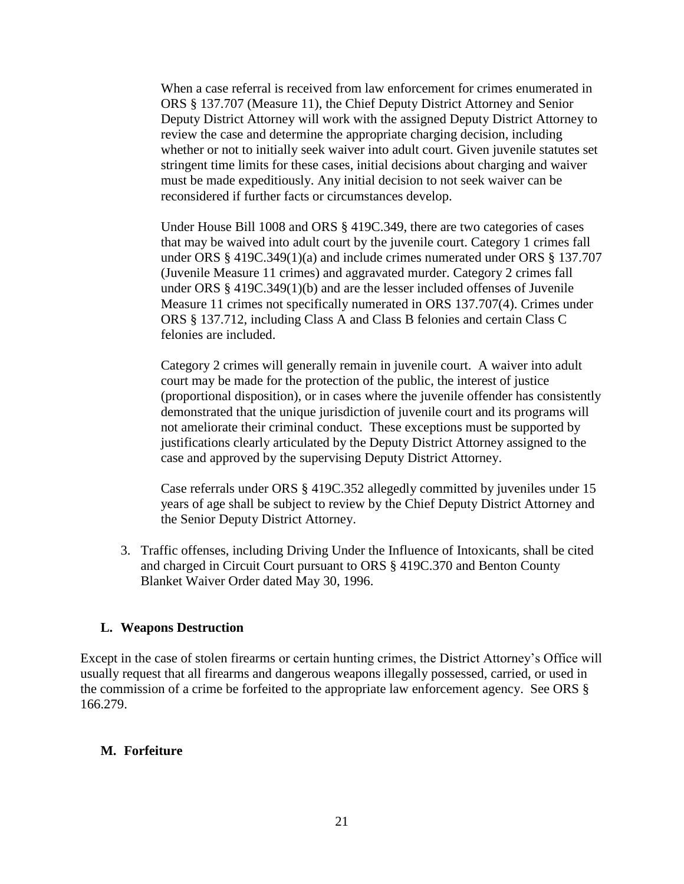When a case referral is received from law enforcement for crimes enumerated in ORS § 137.707 (Measure 11), the Chief Deputy District Attorney and Senior Deputy District Attorney will work with the assigned Deputy District Attorney to review the case and determine the appropriate charging decision, including whether or not to initially seek waiver into adult court. Given juvenile statutes set stringent time limits for these cases, initial decisions about charging and waiver must be made expeditiously. Any initial decision to not seek waiver can be reconsidered if further facts or circumstances develop.

Under House Bill 1008 and ORS § 419C.349, there are two categories of cases that may be waived into adult court by the juvenile court. Category 1 crimes fall under ORS § 419C.349(1)(a) and include crimes numerated under ORS § 137.707 (Juvenile Measure 11 crimes) and aggravated murder. Category 2 crimes fall under ORS § 419C.349(1)(b) and are the lesser included offenses of Juvenile Measure 11 crimes not specifically numerated in ORS 137.707(4). Crimes under ORS § 137.712, including Class A and Class B felonies and certain Class C felonies are included.

Category 2 crimes will generally remain in juvenile court. A waiver into adult court may be made for the protection of the public, the interest of justice (proportional disposition), or in cases where the juvenile offender has consistently demonstrated that the unique jurisdiction of juvenile court and its programs will not ameliorate their criminal conduct. These exceptions must be supported by justifications clearly articulated by the Deputy District Attorney assigned to the case and approved by the supervising Deputy District Attorney.

Case referrals under ORS § 419C.352 allegedly committed by juveniles under 15 years of age shall be subject to review by the Chief Deputy District Attorney and the Senior Deputy District Attorney.

3. Traffic offenses, including Driving Under the Influence of Intoxicants, shall be cited and charged in Circuit Court pursuant to ORS § 419C.370 and Benton County Blanket Waiver Order dated May 30, 1996.

### L. Weapons Destruction

Except in the case of stolen firearms or certain hunting crimes, the District Attorney's Office will usually request that all firearms and dangerous weapons illegally possessed, carried, or used in the commission of a crime be forfeited to the appropriate law enforcement agency. See ORS § 166.279.

### M. Forfeiture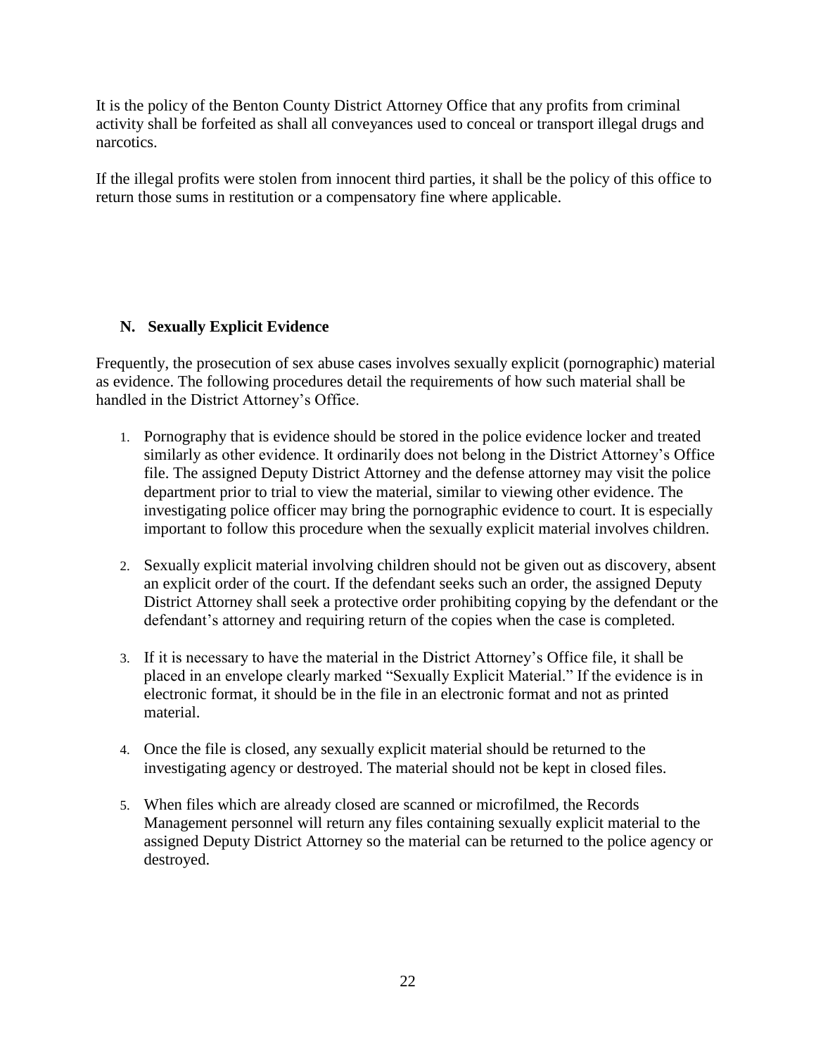It is the policy of the Benton County District Attorney Office that any profits from criminal activity shall be forfeited as shall all conveyances used to conceal or transport illegal drugs and narcotics.

If the illegal profits were stolen from innocent third parties, it shall be the policy of this office to return those sums in restitution or a compensatory fine where applicable.

## N. Sexually Explicit Evidence

Frequently, the prosecution of sex abuse cases involves sexually explicit (pornographic) material as evidence. The following procedures detail the requirements of how such material shall be handled in the District Attorney's Office.

1. Pornography that is evidence should be stored in the police evidence locker and treated similarly as other evidence. It ordinarily does not belong in the District Attorney's Office file. The assigned Deputy District Attorney and the defense attorney may visit the police department prior to trial to view the material, similar to viewing other evidence. The investigating police officer may bring the pornographic evidence to court. It is especially important to follow this procedure when the sexually explicit material involves children.

2. Sexually explicit material involving children should not be given out as discovery, absent an explicit order of the court. If the defendant seeks such an order, the assigned Deputy District Attorney shall seek a protective order prohibiting copying by the defendant or the defendant's attorney and requiring return of the copies when the case is completed.

3. If it is necessary to have the material in the District Attorney's Office file, it shall be placed in an envelope clearly marked "Sexually Explicit Material." If the evidence is in electronic format, it should be in the file in an electronic format and not as printed material.

4. Once the file is closed, any sexually explicit material should be returned to the investigating agency or destroyed. The material should not be kept in closed files.

5. When files which are already closed are scanned or microfilmed, the Records Management personnel will return any files containing sexually explicit material to the assigned Deputy District Attorney so the material can be returned to the police agency or destroyed.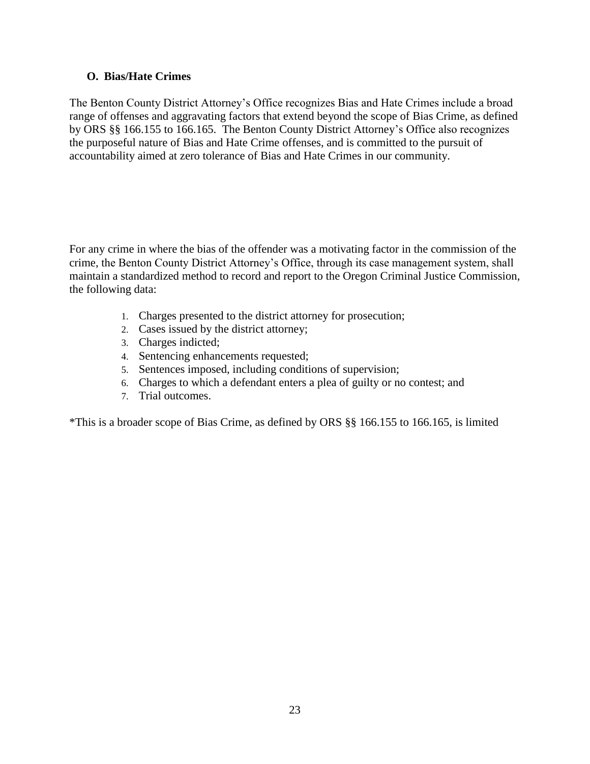### O. Bias/Hate Crimes

The Benton County District Attorney's Office recognizes Bias and Hate Crimes include a broad range of offenses and aggravating factors that extend beyond the scope of Bias Crime, as defined by ORS §§ 166.155 to 166.165. The Benton County District Attorney's Office also recognizes the purposeful nature of Bias and Hate Crime offenses, and is committed to the pursuit of accountability aimed at zero tolerance of Bias and Hate Crimes in our community.

For any crime in where the bias of the offender was a motivating factor in the commission of the crime, the Benton County District Attorney's Office, through its case management system, shall maintain a standardized method to record and report to the Oregon Criminal Justice Commission, the following data:

1. Charges presented to the district attorney for prosecution;
2. Cases issued by the district attorney;
3. Charges indicted;
4. Sentencing enhancements requested;
5. Sentences imposed, including conditions of supervision;
6. Charges to which a defendant enters a plea of guilty or no contest; and
7. Trial outcomes.

*This is a broader scope of Bias Crime, as defined by ORS §§ 166.155 to 166.165, is limited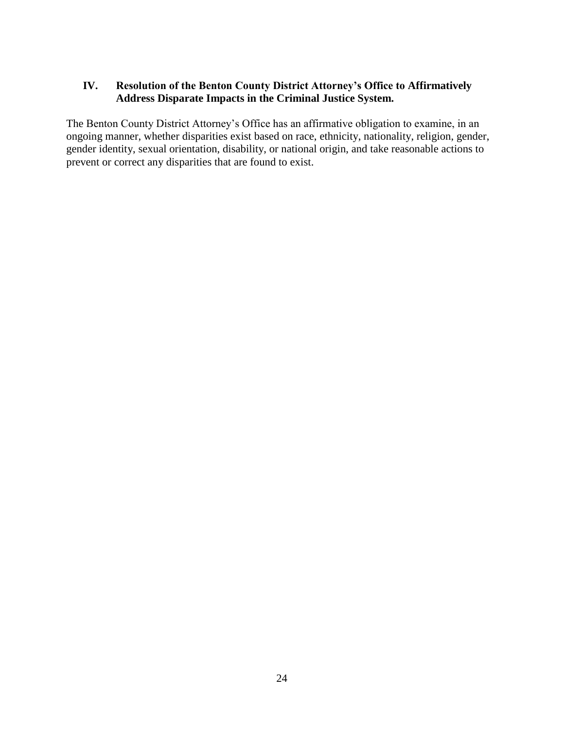## IV. Resolution of the Benton County District Attorney's Office to Affirmatively Address Disparate Impacts in the Criminal Justice System.

The Benton County District Attorney's Office has an affirmative obligation to examine, in an ongoing manner, whether disparities exist based on race, ethnicity, nationality, religion, gender, gender identity, sexual orientation, disability, or national origin, and take reasonable actions to prevent or correct any disparities that are found to exist.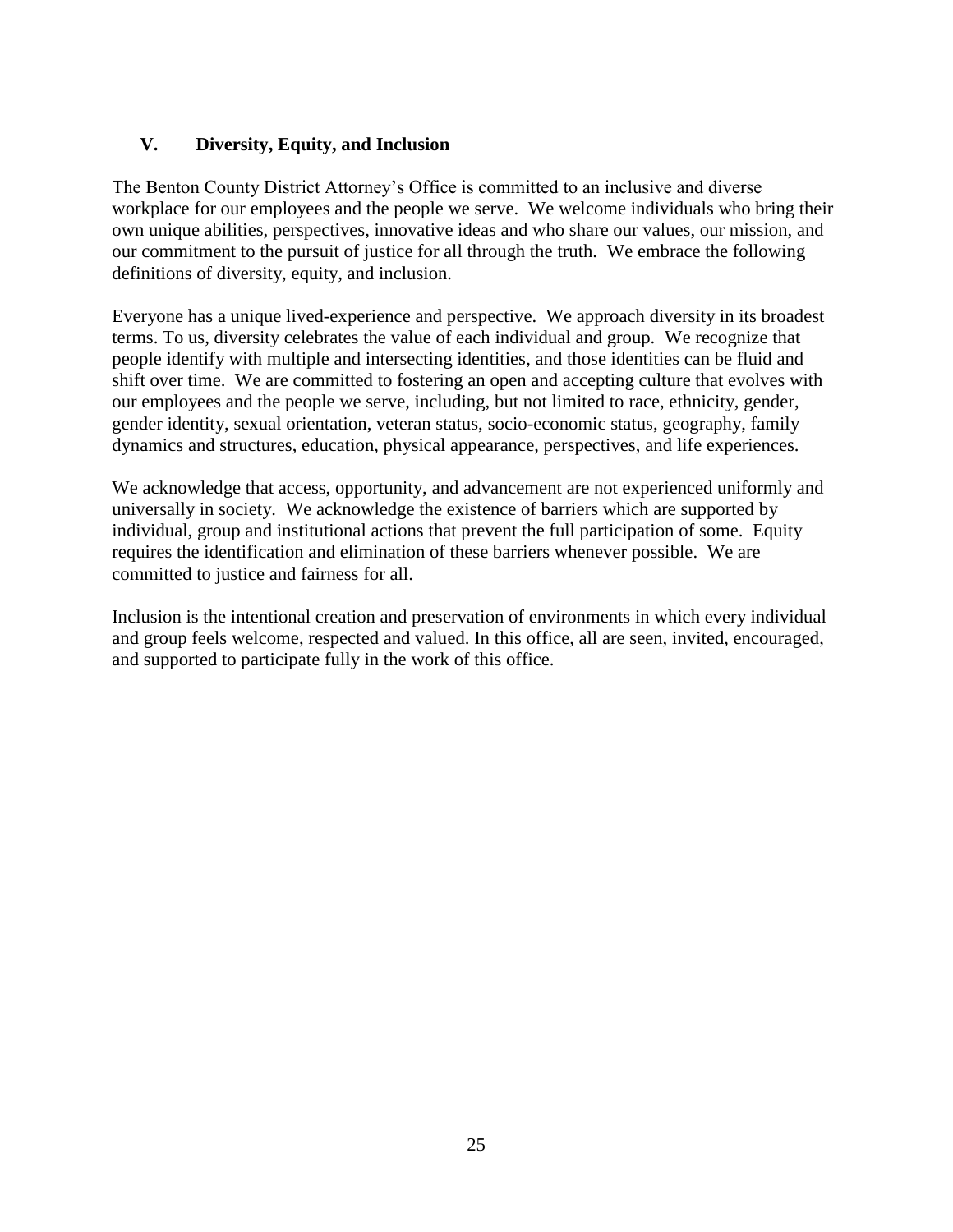## V. Diversity, Equity, and Inclusion

The Benton County District Attorney's Office is committed to an inclusive and diverse workplace for our employees and the people we serve. We welcome individuals who bring their own unique abilities, perspectives, innovative ideas and who share our values, our mission, and our commitment to the pursuit of justice for all through the truth. We embrace the following definitions of diversity, equity, and inclusion.

Everyone has a unique lived-experience and perspective. We approach diversity in its broadest terms. To us, diversity celebrates the value of each individual and group. We recognize that people identify with multiple and intersecting identities, and those identities can be fluid and shift over time. We are committed to fostering an open and accepting culture that evolves with our employees and the people we serve, including, but not limited to race, ethnicity, gender, gender identity, sexual orientation, veteran status, socio-economic status, geography, family dynamics and structures, education, physical appearance, perspectives, and life experiences.

We acknowledge that access, opportunity, and advancement are not experienced uniformly and universally in society. We acknowledge the existence of barriers which are supported by individual, group and institutional actions that prevent the full participation of some. Equity requires the identification and elimination of these barriers whenever possible. We are committed to justice and fairness for all.

Inclusion is the intentional creation and preservation of environments in which every individual and group feels welcome, respected and valued. In this office, all are seen, invited, encouraged, and supported to participate fully in the work of this office.